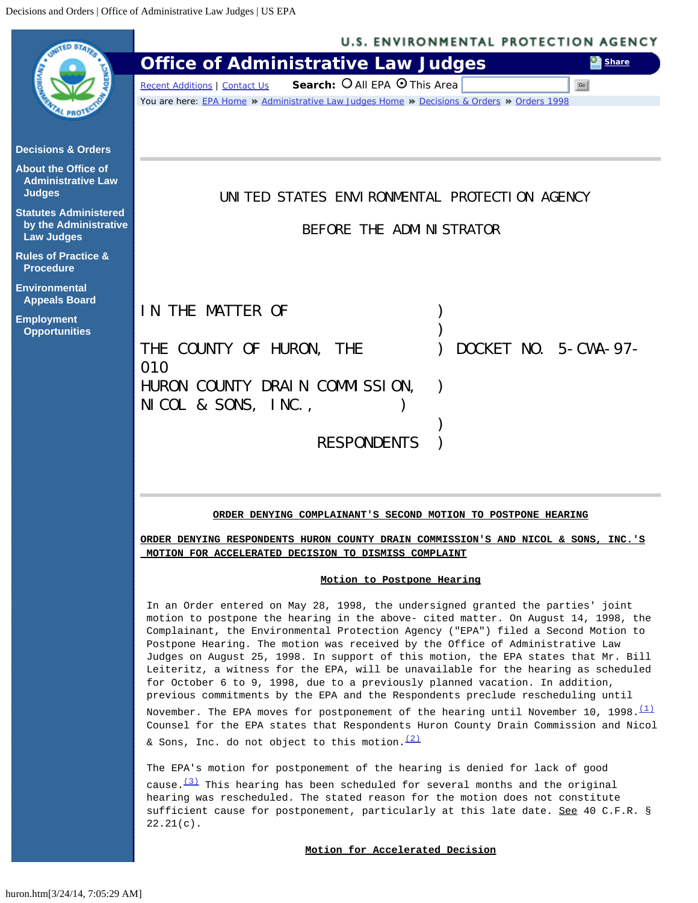UNITED STATES ENVIRONMENTAL PROTECTION AGENCY

BEFORE THE ADMINISTRATOR

IN THE MATTER OF )
)
THE COUNTY OF HURON, THE ) DOCKET NO. 5-CWA-97-010
HURON COUNTY DRAIN COMMISSION, )
NICOL & SONS, INC., )
)
RESPONDENTS )

**ORDER DENYING COMPLAINANT'S SECOND MOTION TO POSTPONE HEARING**

**ORDER DENYING RESPONDENTS HURON COUNTY DRAIN COMMISSION'S AND NICOL & SONS, INC.'S MOTION FOR ACCELERATED DECISION TO DISMISS COMPLAINT**

**Motion to Postpone Hearing**

In an Order entered on May 28, 1998, the undersigned granted the parties' joint motion to postpone the hearing in the above- cited matter. On August 14, 1998, the Complainant, the Environmental Protection Agency ("EPA") filed a Second Motion to Postpone Hearing. The motion was received by the Office of Administrative Law Judges on August 25, 1998. In support of this motion, the EPA states that Mr. Bill Leiteritz, a witness for the EPA, will be unavailable for the hearing as scheduled for October 6 to 9, 1998, due to a previously planned vacation. In addition, previous commitments by the EPA and the Respondents preclude rescheduling until November. The EPA moves for postponement of the hearing until November 10, 1998.[1] Counsel for the EPA states that Respondents Huron County Drain Commission and Nicol & Sons, Inc. do not object to this motion.[2]

The EPA's motion for postponement of the hearing is denied for lack of good cause.[3] This hearing has been scheduled for several months and the original hearing was rescheduled. The stated reason for the motion does not constitute sufficient cause for postponement, particularly at this late date. See 40 C.F.R. § 22.21(c).

**Motion for Accelerated Decision**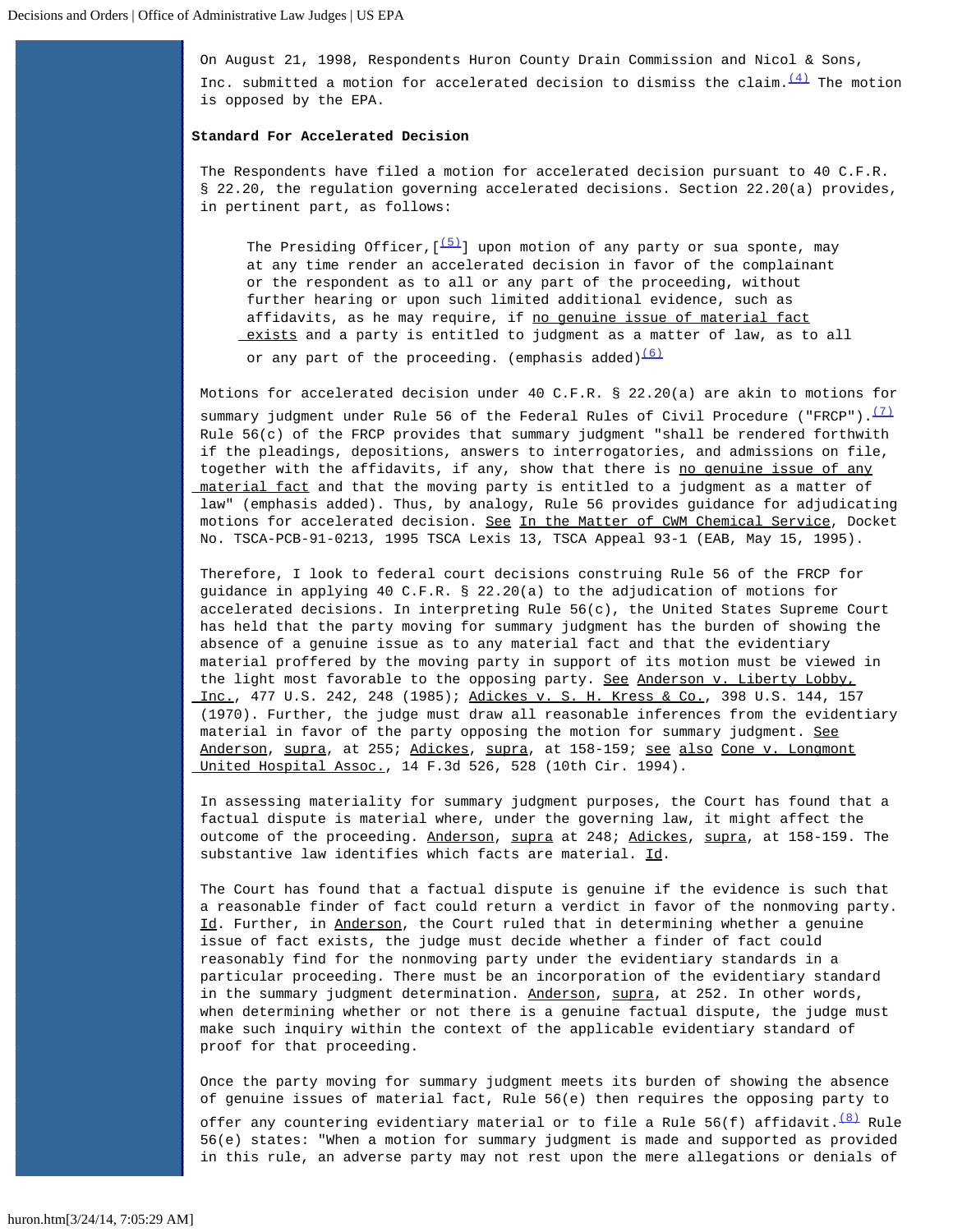On August 21, 1998, Respondents Huron County Drain Commission and Nicol & Sons, Inc. submitted a motion for accelerated decision to dismiss the claim.[(4)] The motion is opposed by the EPA.

**Standard For Accelerated Decision**

The Respondents have filed a motion for accelerated decision pursuant to 40 C.F.R. § 22.20, the regulation governing accelerated decisions. Section 22.20(a) provides, in pertinent part, as follows:

> The Presiding Officer,[[(5)]] upon motion of any party or sua sponte, may at any time render an accelerated decision in favor of the complainant or the respondent as to all or any part of the proceeding, without further hearing or upon such limited additional evidence, such as affidavits, as he may require, if <u>no genuine issue of material fact exists</u> and a party is entitled to judgment as a matter of law, as to all or any part of the proceeding. (emphasis added)[(6)]

Motions for accelerated decision under 40 C.F.R. § 22.20(a) are akin to motions for summary judgment under Rule 56 of the Federal Rules of Civil Procedure ("FRCP").[(7)] Rule 56(c) of the FRCP provides that summary judgment "shall be rendered forthwith if the pleadings, depositions, answers to interrogatories, and admissions on file, together with the affidavits, if any, show that there is <u>no genuine issue of any material fact</u> and that the moving party is entitled to a judgment as a matter of law" (emphasis added). Thus, by analogy, Rule 56 provides guidance for adjudicating motions for accelerated decision. <u>See</u> <u>In the Matter of CWM Chemical Service</u>, Docket No. TSCA-PCB-91-0213, 1995 TSCA Lexis 13, TSCA Appeal 93-1 (EAB, May 15, 1995).

Therefore, I look to federal court decisions construing Rule 56 of the FRCP for guidance in applying 40 C.F.R. § 22.20(a) to the adjudication of motions for accelerated decisions. In interpreting Rule 56(c), the United States Supreme Court has held that the party moving for summary judgment has the burden of showing the absence of a genuine issue as to any material fact and that the evidentiary material proffered by the moving party in support of its motion must be viewed in the light most favorable to the opposing party. <u>See</u> <u>Anderson v. Liberty Lobby, Inc.</u>, 477 U.S. 242, 248 (1985); <u>Adickes v. S. H. Kress & Co.</u>, 398 U.S. 144, 157 (1970). Further, the judge must draw all reasonable inferences from the evidentiary material in favor of the party opposing the motion for summary judgment. <u>See</u> <u>Anderson</u>, <u>supra</u>, at 255; <u>Adickes</u>, <u>supra</u>, at 158-159; <u>see also</u> <u>Cone v. Longmont United Hospital Assoc.</u>, 14 F.3d 526, 528 (10th Cir. 1994).

In assessing materiality for summary judgment purposes, the Court has found that a factual dispute is material where, under the governing law, it might affect the outcome of the proceeding. <u>Anderson</u>, <u>supra</u> at 248; <u>Adickes</u>, <u>supra</u>, at 158-159. The substantive law identifies which facts are material. <u>Id</u>.

The Court has found that a factual dispute is genuine if the evidence is such that a reasonable finder of fact could return a verdict in favor of the nonmoving party. <u>Id</u>. Further, in <u>Anderson</u>, the Court ruled that in determining whether a genuine issue of fact exists, the judge must decide whether a finder of fact could reasonably find for the nonmoving party under the evidentiary standards in a particular proceeding. There must be an incorporation of the evidentiary standard in the summary judgment determination. <u>Anderson</u>, <u>supra</u>, at 252. In other words, when determining whether or not there is a genuine factual dispute, the judge must make such inquiry within the context of the applicable evidentiary standard of proof for that proceeding.

Once the party moving for summary judgment meets its burden of showing the absence of genuine issues of material fact, Rule 56(e) then requires the opposing party to offer any countering evidentiary material or to file a Rule 56(f) affidavit.[(8)] Rule 56(e) states: "When a motion for summary judgment is made and supported as provided in this rule, an adverse party may not rest upon the mere allegations or denials of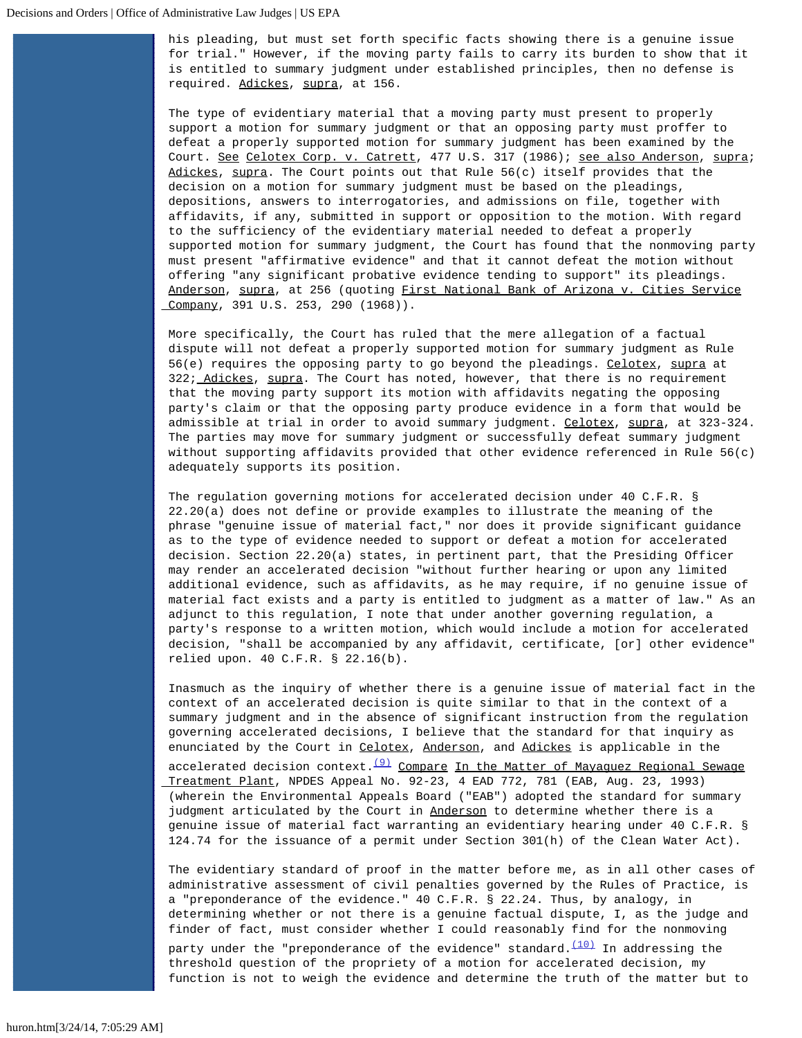his pleading, but must set forth specific facts showing there is a genuine issue for trial." However, if the moving party fails to carry its burden to show that it is entitled to summary judgment under established principles, then no defense is required. Adickes, supra, at 156.

The type of evidentiary material that a moving party must present to properly support a motion for summary judgment or that an opposing party must proffer to defeat a properly supported motion for summary judgment has been examined by the Court. See Celotex Corp. v. Catrett, 477 U.S. 317 (1986); see also Anderson, supra; Adickes, supra. The Court points out that Rule 56(c) itself provides that the decision on a motion for summary judgment must be based on the pleadings, depositions, answers to interrogatories, and admissions on file, together with affidavits, if any, submitted in support or opposition to the motion. With regard to the sufficiency of the evidentiary material needed to defeat a properly supported motion for summary judgment, the Court has found that the nonmoving party must present "affirmative evidence" and that it cannot defeat the motion without offering "any significant probative evidence tending to support" its pleadings. Anderson, supra, at 256 (quoting First National Bank of Arizona v. Cities Service Company, 391 U.S. 253, 290 (1968)).

More specifically, the Court has ruled that the mere allegation of a factual dispute will not defeat a properly supported motion for summary judgment as Rule 56(e) requires the opposing party to go beyond the pleadings. Celotex, supra at 322; Adickes, supra. The Court has noted, however, that there is no requirement that the moving party support its motion with affidavits negating the opposing party's claim or that the opposing party produce evidence in a form that would be admissible at trial in order to avoid summary judgment. Celotex, supra, at 323-324. The parties may move for summary judgment or successfully defeat summary judgment without supporting affidavits provided that other evidence referenced in Rule 56(c) adequately supports its position.

The regulation governing motions for accelerated decision under 40 C.F.R. § 22.20(a) does not define or provide examples to illustrate the meaning of the phrase "genuine issue of material fact," nor does it provide significant guidance as to the type of evidence needed to support or defeat a motion for accelerated decision. Section 22.20(a) states, in pertinent part, that the Presiding Officer may render an accelerated decision "without further hearing or upon any limited additional evidence, such as affidavits, as he may require, if no genuine issue of material fact exists and a party is entitled to judgment as a matter of law." As an adjunct to this regulation, I note that under another governing regulation, a party's response to a written motion, which would include a motion for accelerated decision, "shall be accompanied by any affidavit, certificate, [or] other evidence" relied upon. 40 C.F.R. § 22.16(b).

Inasmuch as the inquiry of whether there is a genuine issue of material fact in the context of an accelerated decision is quite similar to that in the context of a summary judgment and in the absence of significant instruction from the regulation governing accelerated decisions, I believe that the standard for that inquiry as enunciated by the Court in Celotex, Anderson, and Adickes is applicable in the accelerated decision context.[(9)] Compare In the Matter of Mayaguez Regional Sewage Treatment Plant, NPDES Appeal No. 92-23, 4 EAD 772, 781 (EAB, Aug. 23, 1993) (wherein the Environmental Appeals Board ("EAB") adopted the standard for summary judgment articulated by the Court in Anderson to determine whether there is a genuine issue of material fact warranting an evidentiary hearing under 40 C.F.R. § 124.74 for the issuance of a permit under Section 301(h) of the Clean Water Act).

The evidentiary standard of proof in the matter before me, as in all other cases of administrative assessment of civil penalties governed by the Rules of Practice, is a "preponderance of the evidence." 40 C.F.R. § 22.24. Thus, by analogy, in determining whether or not there is a genuine factual dispute, I, as the judge and finder of fact, must consider whether I could reasonably find for the nonmoving party under the "preponderance of the evidence" standard.[(10)] In addressing the threshold question of the propriety of a motion for accelerated decision, my function is not to weigh the evidence and determine the truth of the matter but to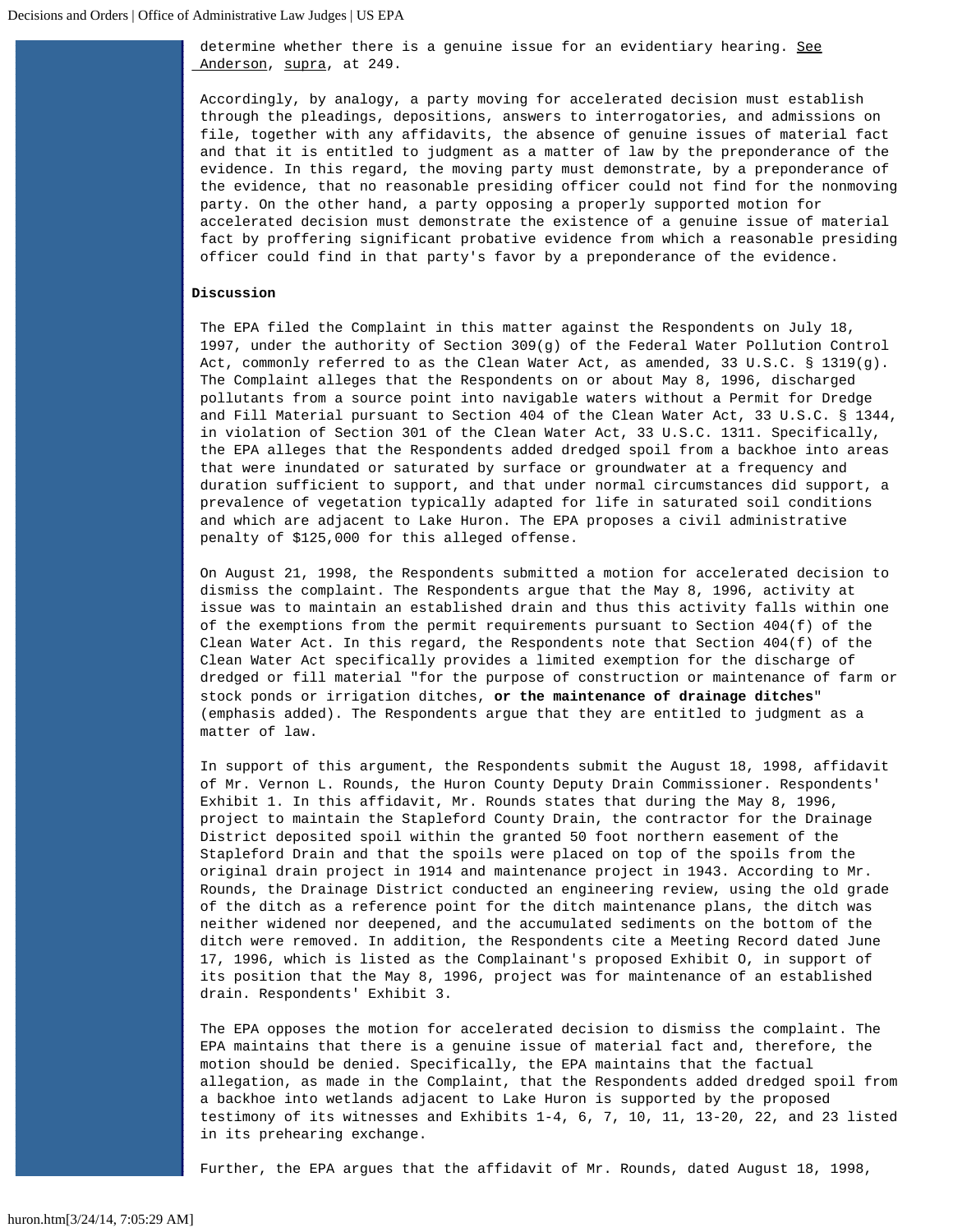determine whether there is a genuine issue for an evidentiary hearing. See Anderson, supra, at 249.

Accordingly, by analogy, a party moving for accelerated decision must establish through the pleadings, depositions, answers to interrogatories, and admissions on file, together with any affidavits, the absence of genuine issues of material fact and that it is entitled to judgment as a matter of law by the preponderance of the evidence. In this regard, the moving party must demonstrate, by a preponderance of the evidence, that no reasonable presiding officer could not find for the nonmoving party. On the other hand, a party opposing a properly supported motion for accelerated decision must demonstrate the existence of a genuine issue of material fact by proffering significant probative evidence from which a reasonable presiding officer could find in that party's favor by a preponderance of the evidence.

**Discussion**

The EPA filed the Complaint in this matter against the Respondents on July 18, 1997, under the authority of Section 309(g) of the Federal Water Pollution Control Act, commonly referred to as the Clean Water Act, as amended, 33 U.S.C. § 1319(g). The Complaint alleges that the Respondents on or about May 8, 1996, discharged pollutants from a source point into navigable waters without a Permit for Dredge and Fill Material pursuant to Section 404 of the Clean Water Act, 33 U.S.C. § 1344, in violation of Section 301 of the Clean Water Act, 33 U.S.C. 1311. Specifically, the EPA alleges that the Respondents added dredged spoil from a backhoe into areas that were inundated or saturated by surface or groundwater at a frequency and duration sufficient to support, and that under normal circumstances did support, a prevalence of vegetation typically adapted for life in saturated soil conditions and which are adjacent to Lake Huron. The EPA proposes a civil administrative penalty of $125,000 for this alleged offense.

On August 21, 1998, the Respondents submitted a motion for accelerated decision to dismiss the complaint. The Respondents argue that the May 8, 1996, activity at issue was to maintain an established drain and thus this activity falls within one of the exemptions from the permit requirements pursuant to Section 404(f) of the Clean Water Act. In this regard, the Respondents note that Section 404(f) of the Clean Water Act specifically provides a limited exemption for the discharge of dredged or fill material "for the purpose of construction or maintenance of farm or stock ponds or irrigation ditches, **or the maintenance of drainage ditches**" (emphasis added). The Respondents argue that they are entitled to judgment as a matter of law.

In support of this argument, the Respondents submit the August 18, 1998, affidavit of Mr. Vernon L. Rounds, the Huron County Deputy Drain Commissioner. Respondents' Exhibit 1. In this affidavit, Mr. Rounds states that during the May 8, 1996, project to maintain the Stapleford County Drain, the contractor for the Drainage District deposited spoil within the granted 50 foot northern easement of the Stapleford Drain and that the spoils were placed on top of the spoils from the original drain project in 1914 and maintenance project in 1943. According to Mr. Rounds, the Drainage District conducted an engineering review, using the old grade of the ditch as a reference point for the ditch maintenance plans, the ditch was neither widened nor deepened, and the accumulated sediments on the bottom of the ditch were removed. In addition, the Respondents cite a Meeting Record dated June 17, 1996, which is listed as the Complainant's proposed Exhibit O, in support of its position that the May 8, 1996, project was for maintenance of an established drain. Respondents' Exhibit 3.

The EPA opposes the motion for accelerated decision to dismiss the complaint. The EPA maintains that there is a genuine issue of material fact and, therefore, the motion should be denied. Specifically, the EPA maintains that the factual allegation, as made in the Complaint, that the Respondents added dredged spoil from a backhoe into wetlands adjacent to Lake Huron is supported by the proposed testimony of its witnesses and Exhibits 1-4, 6, 7, 10, 11, 13-20, 22, and 23 listed in its prehearing exchange.

Further, the EPA argues that the affidavit of Mr. Rounds, dated August 18, 1998,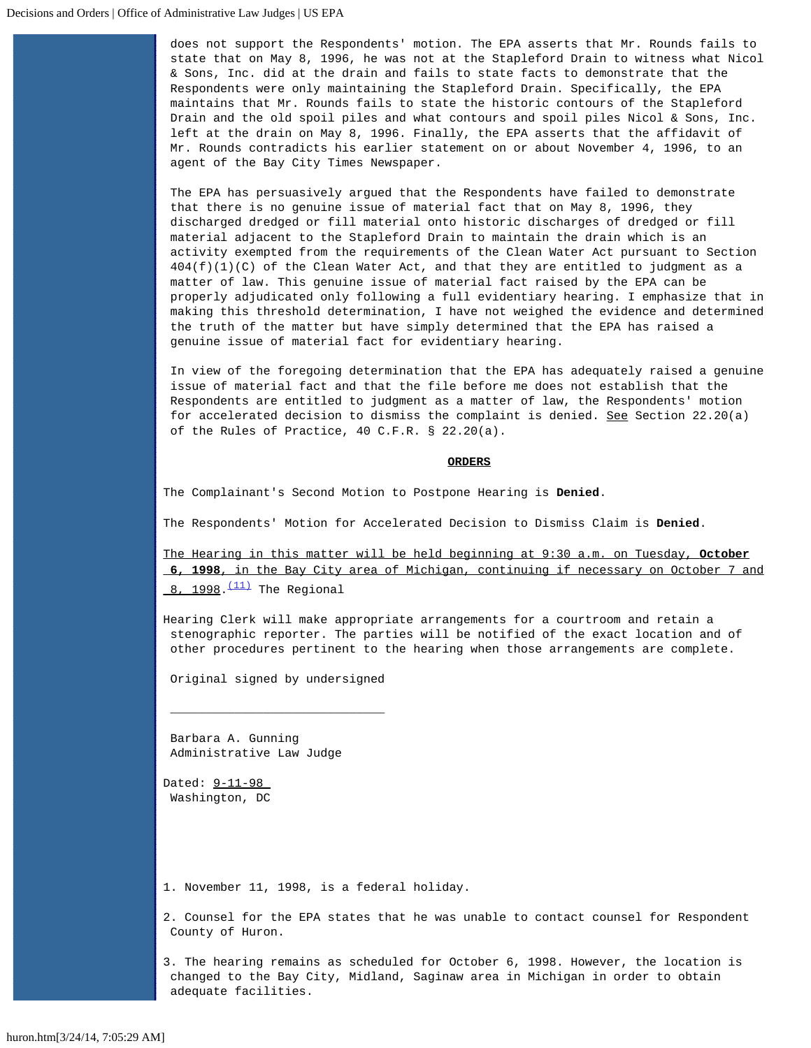does not support the Respondents' motion. The EPA asserts that Mr. Rounds fails to state that on May 8, 1996, he was not at the Stapleford Drain to witness what Nicol & Sons, Inc. did at the drain and fails to state facts to demonstrate that the Respondents were only maintaining the Stapleford Drain. Specifically, the EPA maintains that Mr. Rounds fails to state the historic contours of the Stapleford Drain and the old spoil piles and what contours and spoil piles Nicol & Sons, Inc. left at the drain on May 8, 1996. Finally, the EPA asserts that the affidavit of Mr. Rounds contradicts his earlier statement on or about November 4, 1996, to an agent of the Bay City Times Newspaper.

The EPA has persuasively argued that the Respondents have failed to demonstrate that there is no genuine issue of material fact that on May 8, 1996, they discharged dredged or fill material onto historic discharges of dredged or fill material adjacent to the Stapleford Drain to maintain the drain which is an activity exempted from the requirements of the Clean Water Act pursuant to Section 404(f)(1)(C) of the Clean Water Act, and that they are entitled to judgment as a matter of law. This genuine issue of material fact raised by the EPA can be properly adjudicated only following a full evidentiary hearing. I emphasize that in making this threshold determination, I have not weighed the evidence and determined the truth of the matter but have simply determined that the EPA has raised a genuine issue of material fact for evidentiary hearing.

In view of the foregoing determination that the EPA has adequately raised a genuine issue of material fact and that the file before me does not establish that the Respondents are entitled to judgment as a matter of law, the Respondents' motion for accelerated decision to dismiss the complaint is denied. See Section 22.20(a) of the Rules of Practice, 40 C.F.R. § 22.20(a).

**ORDERS**

The Complainant's Second Motion to Postpone Hearing is **Denied**.

The Respondents' Motion for Accelerated Decision to Dismiss Claim is **Denied**.

The Hearing in this matter will be held beginning at 9:30 a.m. on Tuesday, **October 6, 1998**, in the Bay City area of Michigan, continuing if necessary on October 7 and 8, 1998.[11] The Regional Hearing Clerk will make appropriate arrangements for a courtroom and retain a stenographic reporter. The parties will be notified of the exact location and of other procedures pertinent to the hearing when those arrangements are complete.

Original signed by undersigned

Barbara A. Gunning
Administrative Law Judge

Dated: 9-11-98
Washington, DC

1. November 11, 1998, is a federal holiday.

2. Counsel for the EPA states that he was unable to contact counsel for Respondent County of Huron.

3. The hearing remains as scheduled for October 6, 1998. However, the location is changed to the Bay City, Midland, Saginaw area in Michigan in order to obtain adequate facilities.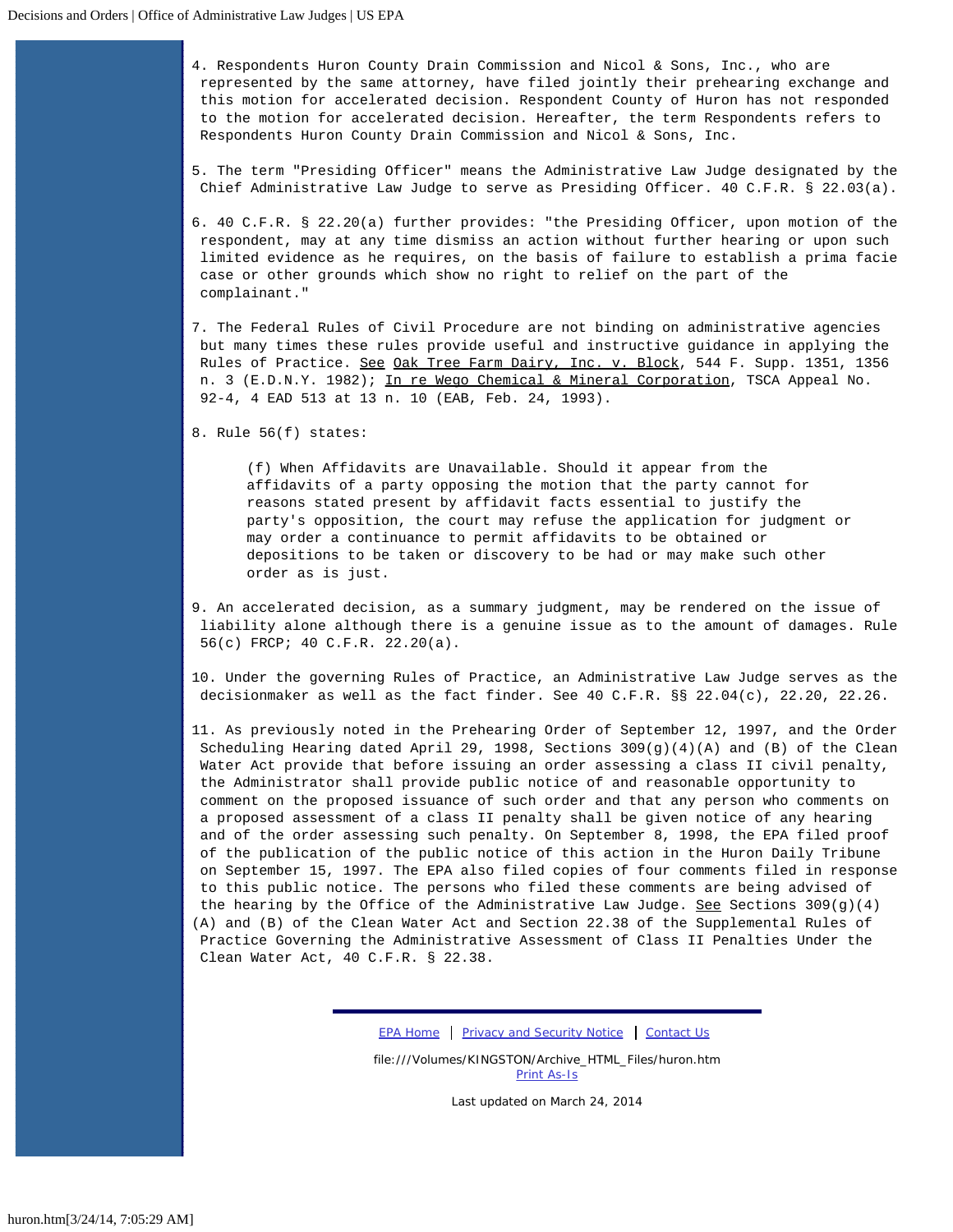4. Respondents Huron County Drain Commission and Nicol & Sons, Inc., who are represented by the same attorney, have filed jointly their prehearing exchange and this motion for accelerated decision. Respondent County of Huron has not responded to the motion for accelerated decision. Hereafter, the term Respondents refers to Respondents Huron County Drain Commission and Nicol & Sons, Inc.

5. The term "Presiding Officer" means the Administrative Law Judge designated by the Chief Administrative Law Judge to serve as Presiding Officer. 40 C.F.R. § 22.03(a).

6. 40 C.F.R. § 22.20(a) further provides: "the Presiding Officer, upon motion of the respondent, may at any time dismiss an action without further hearing or upon such limited evidence as he requires, on the basis of failure to establish a prima facie case or other grounds which show no right to relief on the part of the complainant."

7. The Federal Rules of Civil Procedure are not binding on administrative agencies but many times these rules provide useful and instructive guidance in applying the Rules of Practice. See Oak Tree Farm Dairy, Inc. v. Block, 544 F. Supp. 1351, 1356 n. 3 (E.D.N.Y. 1982); In re Wego Chemical & Mineral Corporation, TSCA Appeal No. 92-4, 4 EAD 513 at 13 n. 10 (EAB, Feb. 24, 1993).

8. Rule 56(f) states:

> (f) When Affidavits are Unavailable. Should it appear from the affidavits of a party opposing the motion that the party cannot for reasons stated present by affidavit facts essential to justify the party's opposition, the court may refuse the application for judgment or may order a continuance to permit affidavits to be obtained or depositions to be taken or discovery to be had or may make such other order as is just.

9. An accelerated decision, as a summary judgment, may be rendered on the issue of liability alone although there is a genuine issue as to the amount of damages. Rule 56(c) FRCP; 40 C.F.R. 22.20(a).

10. Under the governing Rules of Practice, an Administrative Law Judge serves as the decisionmaker as well as the fact finder. See 40 C.F.R. §§ 22.04(c), 22.20, 22.26.

11. As previously noted in the Prehearing Order of September 12, 1997, and the Order Scheduling Hearing dated April 29, 1998, Sections 309(g)(4)(A) and (B) of the Clean Water Act provide that before issuing an order assessing a class II civil penalty, the Administrator shall provide public notice of and reasonable opportunity to comment on the proposed issuance of such order and that any person who comments on a proposed assessment of a class II penalty shall be given notice of any hearing and of the order assessing such penalty. On September 8, 1998, the EPA filed proof of the publication of the public notice of this action in the Huron Daily Tribune on September 15, 1997. The EPA also filed copies of four comments filed in response to this public notice. The persons who filed these comments are being advised of the hearing by the Office of the Administrative Law Judge. See Sections 309(g)(4)(A) and (B) of the Clean Water Act and Section 22.38 of the Supplemental Rules of Practice Governing the Administrative Assessment of Class II Penalties Under the Clean Water Act, 40 C.F.R. § 22.38.